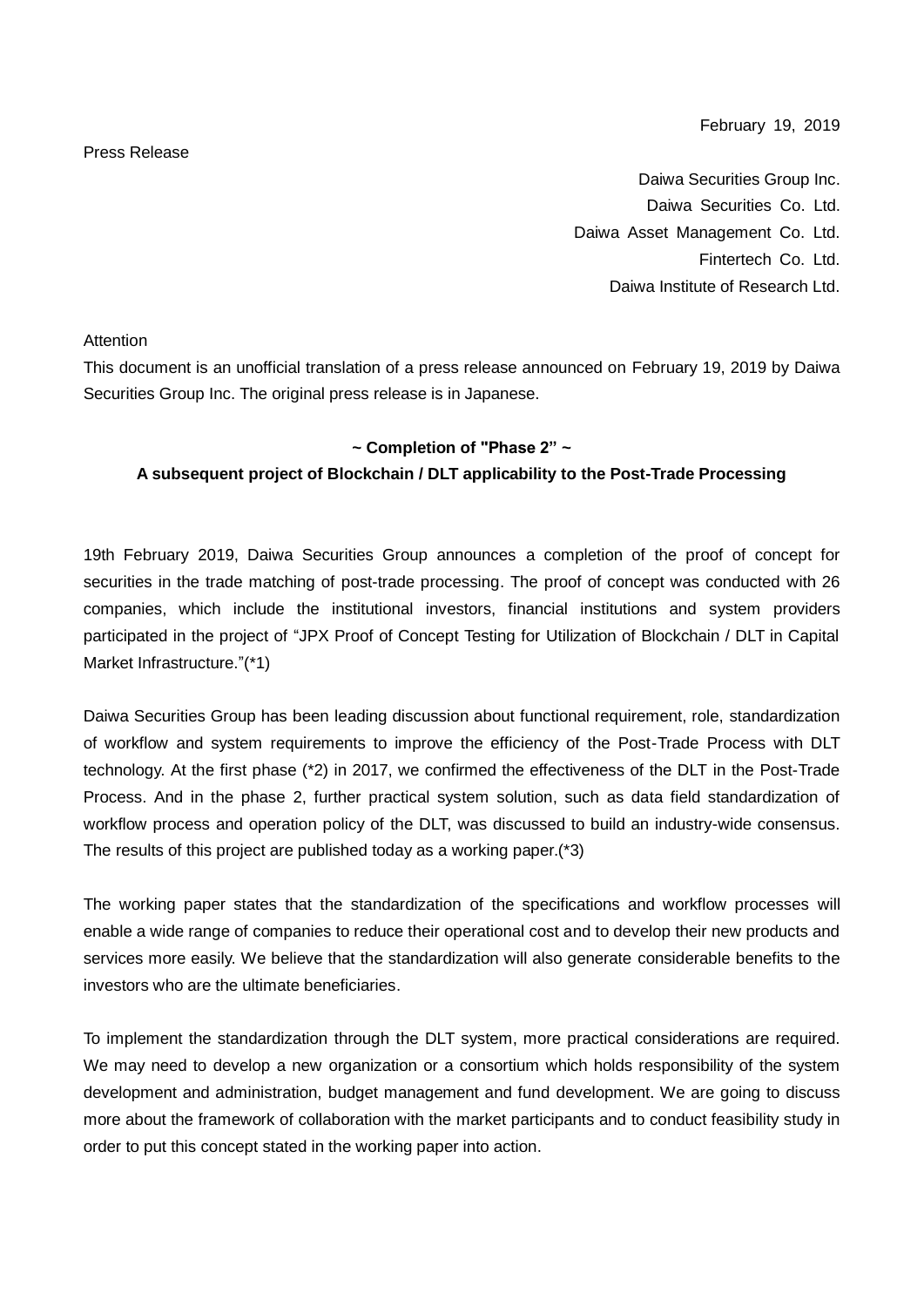February 19, 2019

Press Release

Daiwa Securities Group Inc.
Daiwa Securities Co. Ltd.
Daiwa Asset Management Co. Ltd.
Fintertech Co. Ltd.
Daiwa Institute of Research Ltd.

Attention
This document is an unofficial translation of a press release announced on February 19, 2019 by Daiwa Securities Group Inc. The original press release is in Japanese.

**~ Completion of "Phase 2" ~**
**A subsequent project of Blockchain / DLT applicability to the Post-Trade Processing**

19th February 2019, Daiwa Securities Group announces a completion of the proof of concept for securities in the trade matching of post-trade processing. The proof of concept was conducted with 26 companies, which include the institutional investors, financial institutions and system providers participated in the project of "JPX Proof of Concept Testing for Utilization of Blockchain / DLT in Capital Market Infrastructure."(*1)

Daiwa Securities Group has been leading discussion about functional requirement, role, standardization of workflow and system requirements to improve the efficiency of the Post-Trade Process with DLT technology. At the first phase (*2) in 2017, we confirmed the effectiveness of the DLT in the Post-Trade Process. And in the phase 2, further practical system solution, such as data field standardization of workflow process and operation policy of the DLT, was discussed to build an industry-wide consensus. The results of this project are published today as a working paper.(*3)

The working paper states that the standardization of the specifications and workflow processes will enable a wide range of companies to reduce their operational cost and to develop their new products and services more easily. We believe that the standardization will also generate considerable benefits to the investors who are the ultimate beneficiaries.

To implement the standardization through the DLT system, more practical considerations are required. We may need to develop a new organization or a consortium which holds responsibility of the system development and administration, budget management and fund development. We are going to discuss more about the framework of collaboration with the market participants and to conduct feasibility study in order to put this concept stated in the working paper into action.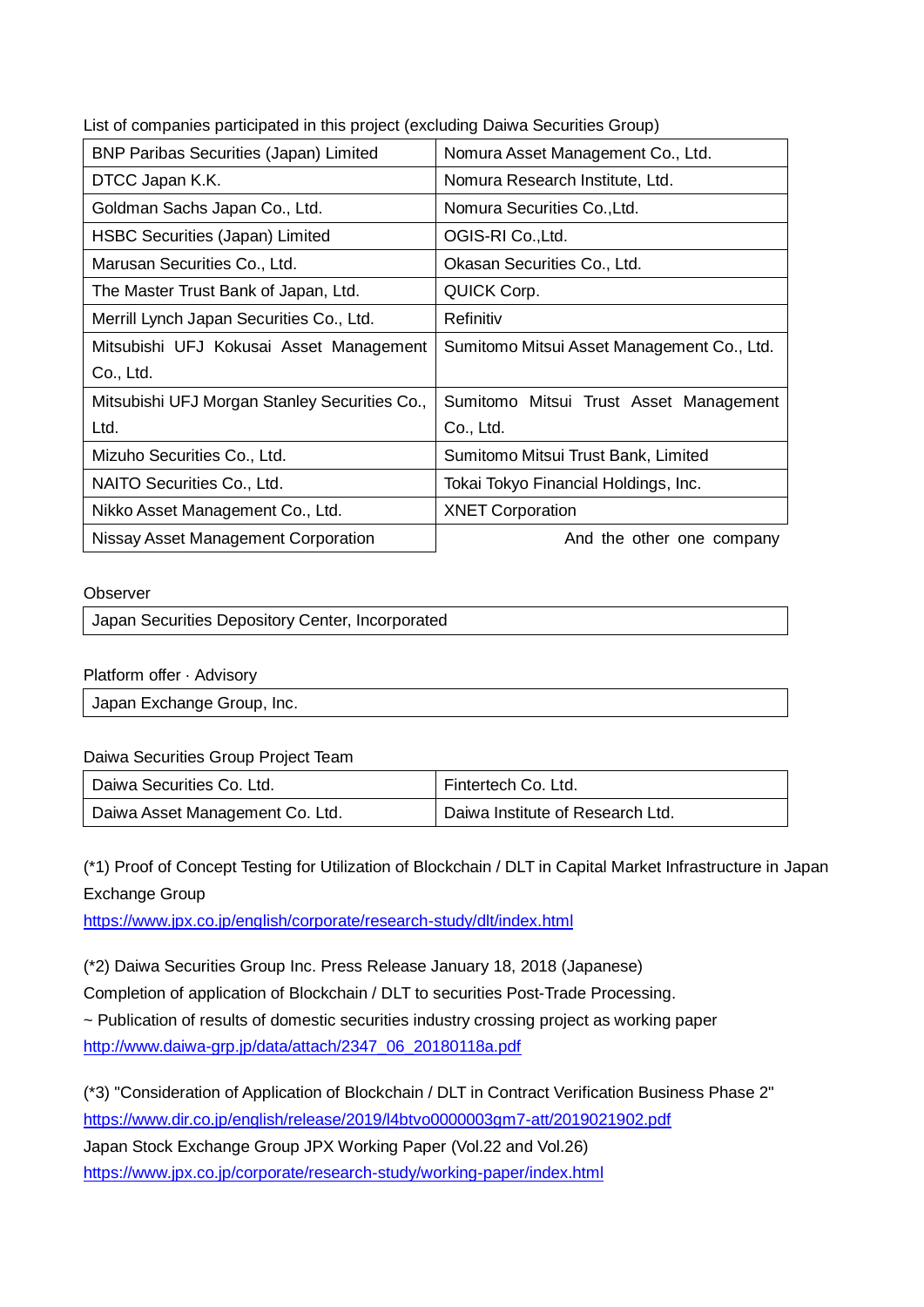List of companies participated in this project (excluding Daiwa Securities Group)

| | |
|---|---|
| BNP Paribas Securities (Japan) Limited | Nomura Asset Management Co., Ltd. |
| DTCC Japan K.K. | Nomura Research Institute, Ltd. |
| Goldman Sachs Japan Co., Ltd. | Nomura Securities Co.,Ltd. |
| HSBC Securities (Japan) Limited | OGIS-RI Co.,Ltd. |
| Marusan Securities Co., Ltd. | Okasan Securities Co., Ltd. |
| The Master Trust Bank of Japan, Ltd. | QUICK Corp. |
| Merrill Lynch Japan Securities Co., Ltd. | Refinitiv |
| Mitsubishi UFJ Kokusai Asset Management Co., Ltd. | Sumitomo Mitsui Asset Management Co., Ltd. |
| Mitsubishi UFJ Morgan Stanley Securities Co., Ltd. | Sumitomo Mitsui Trust Asset Management Co., Ltd. |
| Mizuho Securities Co., Ltd. | Sumitomo Mitsui Trust Bank, Limited |
| NAITO Securities Co., Ltd. | Tokai Tokyo Financial Holdings, Inc. |
| Nikko Asset Management Co., Ltd. | XNET Corporation |
| Nissay Asset Management Corporation | And the other one company |

Observer

| |
|---|
| Japan Securities Depository Center, Incorporated |

Platform offer · Advisory

| |
|---|
| Japan Exchange Group, Inc. |

Daiwa Securities Group Project Team

| | |
|---|---|
| Daiwa Securities Co. Ltd. | Fintertech Co. Ltd. |
| Daiwa Asset Management Co. Ltd. | Daiwa Institute of Research Ltd. |

(*1) Proof of Concept Testing for Utilization of Blockchain / DLT in Capital Market Infrastructure in Japan Exchange Group
https://www.jpx.co.jp/english/corporate/research-study/dlt/index.html

(*2) Daiwa Securities Group Inc. Press Release January 18, 2018 (Japanese)
Completion of application of Blockchain / DLT to securities Post-Trade Processing.
~ Publication of results of domestic securities industry crossing project as working paper
http://www.daiwa-grp.jp/data/attach/2347_06_20180118a.pdf

(*3) "Consideration of Application of Blockchain / DLT in Contract Verification Business Phase 2"
https://www.dir.co.jp/english/release/2019/l4btvo0000003gm7-att/2019021902.pdf
Japan Stock Exchange Group JPX Working Paper (Vol.22 and Vol.26)
https://www.jpx.co.jp/corporate/research-study/working-paper/index.html